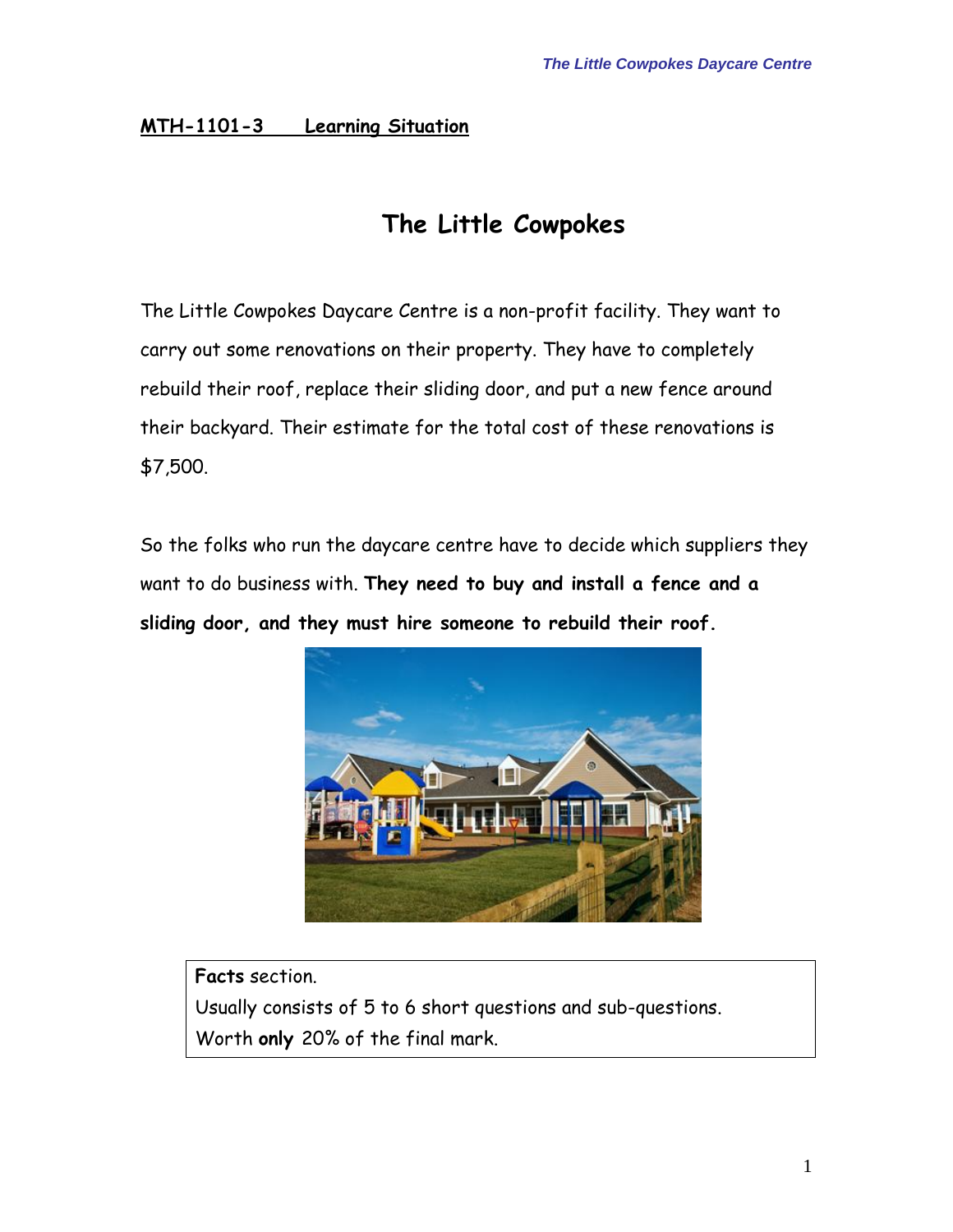**MTH-1101-3 Learning Situation**

# The Little Cowpokes

The Little Cowpokes Daycare Centre is a non-profit facility. They want to carry out some renovations on their property. They have to completely rebuild their roof, replace their sliding door, and put a new fence around their backyard. Their estimate for the total cost of these renovations is $7,500.

So the folks who run the daycare centre have to decide which suppliers they want to do business with. **They need to buy and install a fence and a sliding door, and they must hire someone to rebuild their roof.**

**Facts** section.
Usually consists of 5 to 6 short questions and sub-questions.
Worth **only** 20% of the final mark.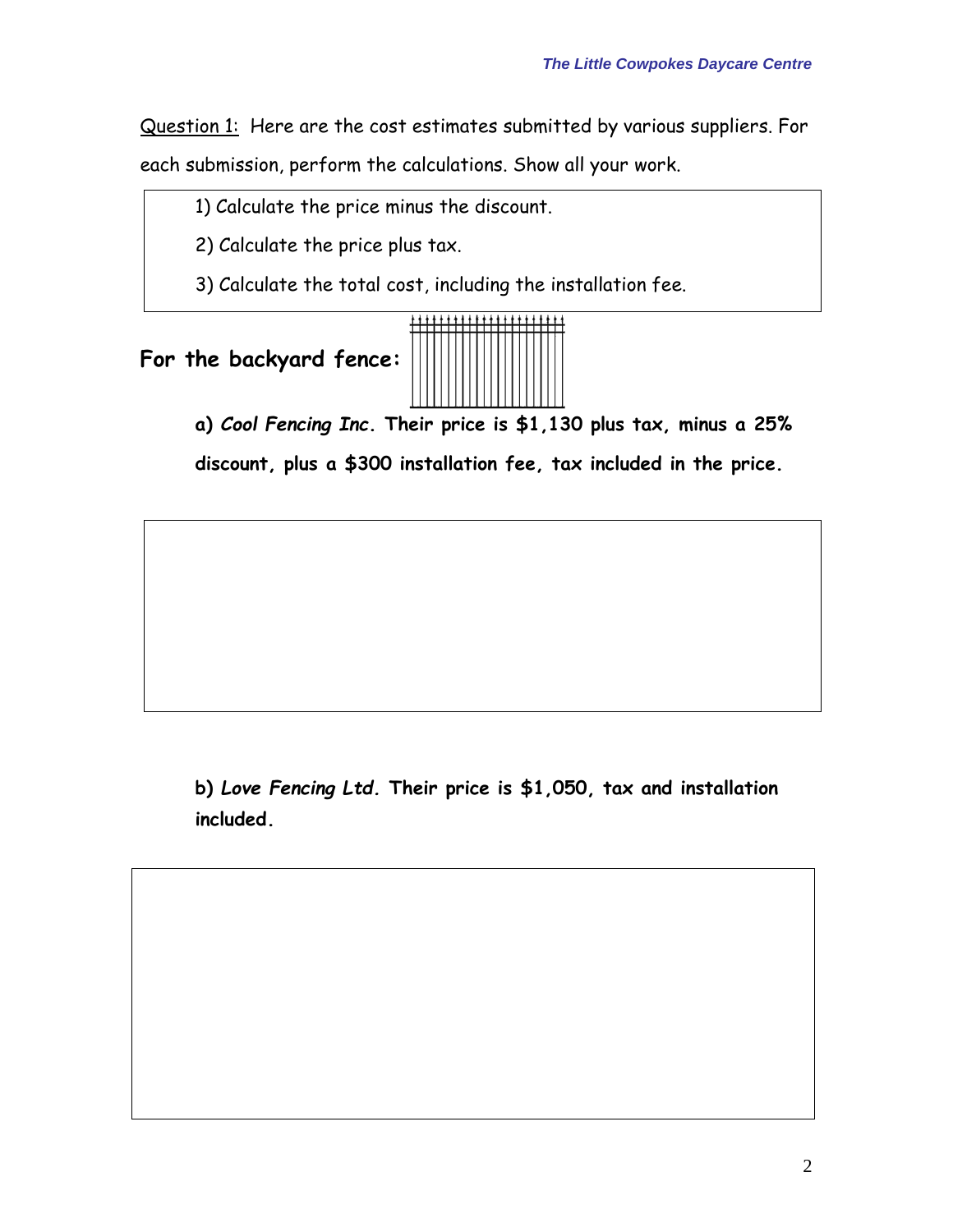Question 1: Here are the cost estimates submitted by various suppliers. For each submission, perform the calculations. Show all your work.

1) Calculate the price minus the discount.
2) Calculate the price plus tax.
3) Calculate the total cost, including the installation fee.

**For the backyard fence:**

**a) *Cool Fencing Inc.* Their price is $1,130 plus tax, minus a 25% discount, plus a $300 installation fee, tax included in the price.**

**b) *Love Fencing Ltd.* Their price is $1,050, tax and installation included.**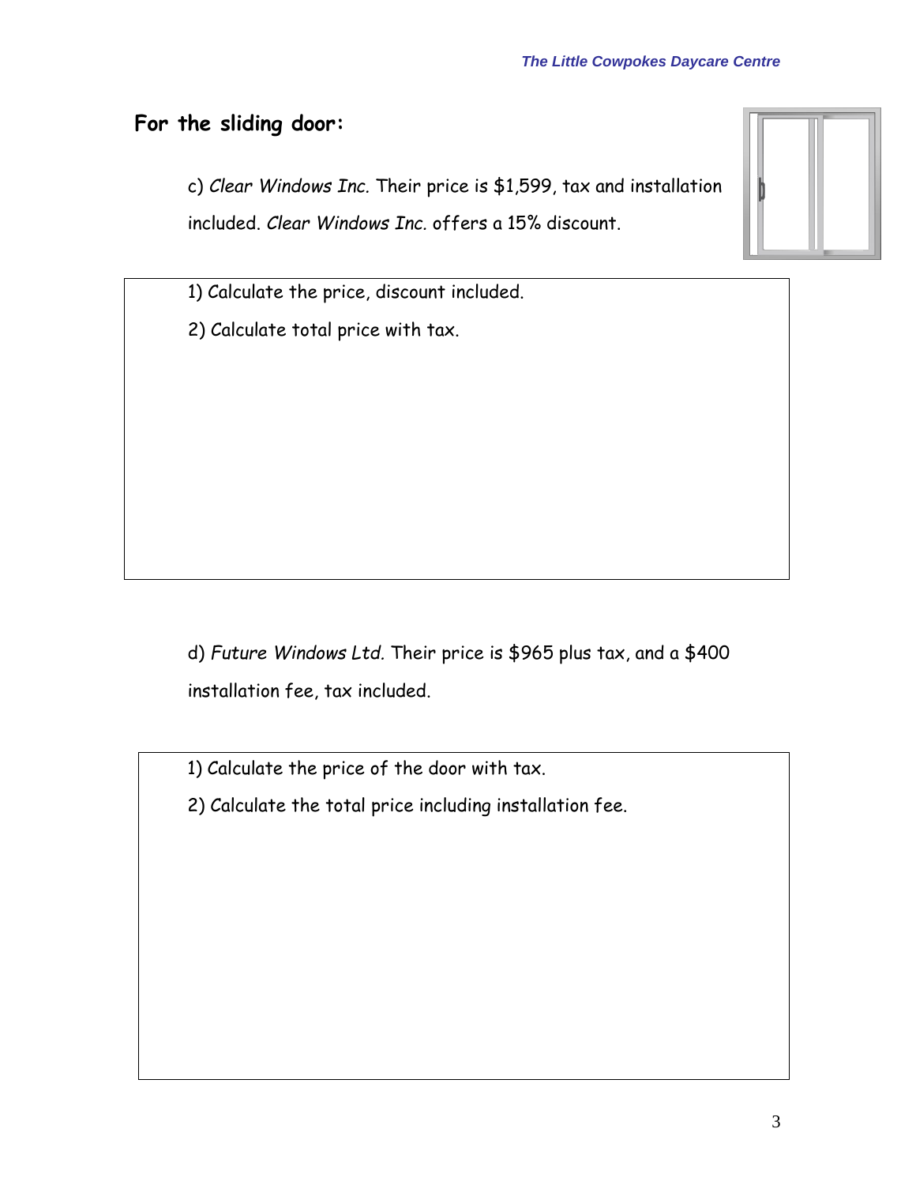## For the sliding door:

c) *Clear Windows Inc.* Their price is $1,599, tax and installation included. *Clear Windows Inc.* offers a 15% discount.

1) Calculate the price, discount included.

2) Calculate total price with tax.

d) *Future Windows Ltd.* Their price is $965 plus tax, and a $400 installation fee, tax included.

1) Calculate the price of the door with tax.

2) Calculate the total price including installation fee.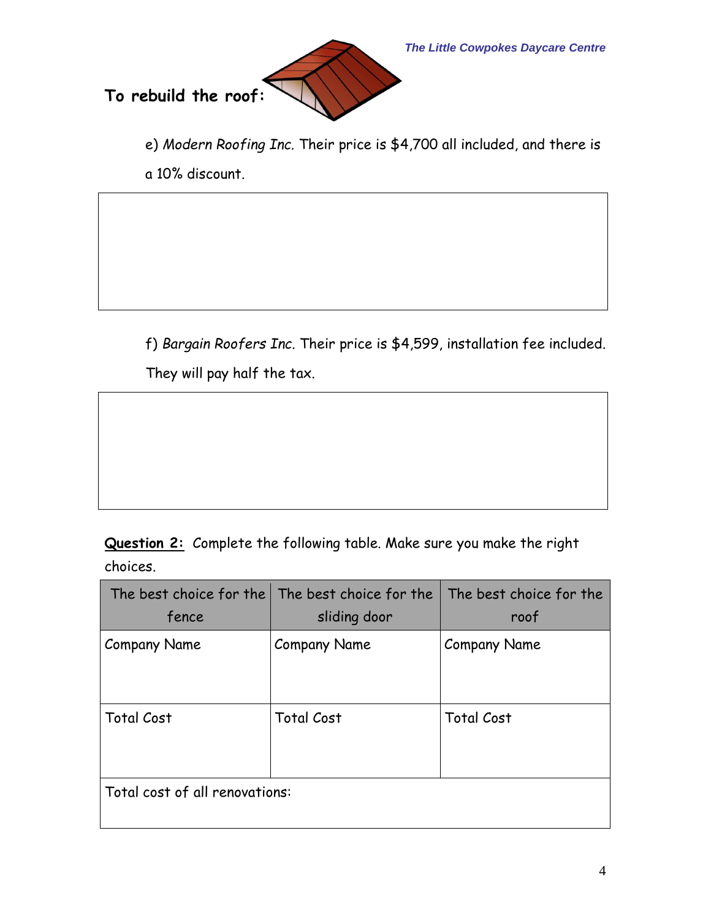**To rebuild the roof:**

e) *Modern Roofing Inc.* Their price is $4,700 all included, and there is a 10% discount.

|   |
|---|
|   |

f) *Bargain Roofers Inc.* Their price is $4,599, installation fee included. They will pay half the tax.

|   |
|---|
|   |

**<u>Question 2:</u>** Complete the following table. Make sure you make the right choices.

| The best choice for the fence | The best choice for the sliding door | The best choice for the roof |
|---|---|---|
| Company Name | Company Name | Company Name |
| Total Cost | Total Cost | Total Cost |
| Total cost of all renovations: | | |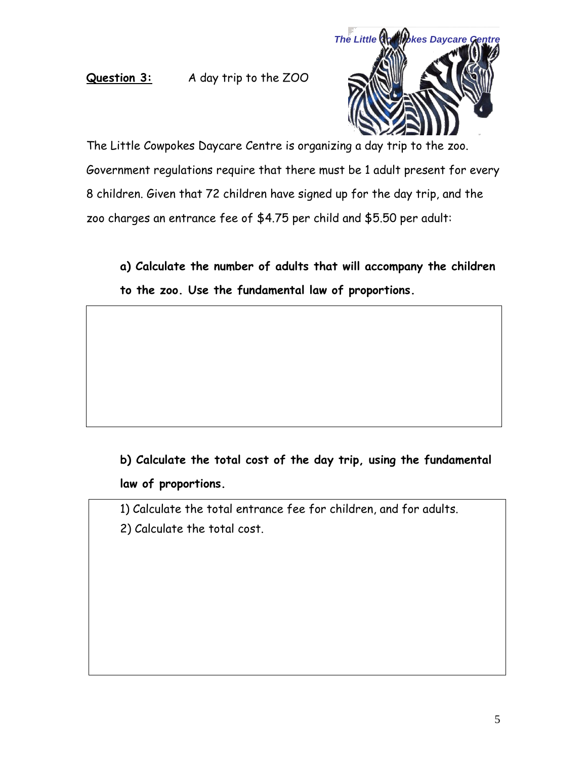**Question 3:** A day trip to the ZOO

The Little Cowpokes Daycare Centre is organizing a day trip to the zoo. Government regulations require that there must be 1 adult present for every 8 children. Given that 72 children have signed up for the day trip, and the zoo charges an entrance fee of $4.75 per child and $5.50 per adult:

**a) Calculate the number of adults that will accompany the children to the zoo. Use the fundamental law of proportions.**

**b) Calculate the total cost of the day trip, using the fundamental law of proportions.**

1) Calculate the total entrance fee for children, and for adults.
2) Calculate the total cost.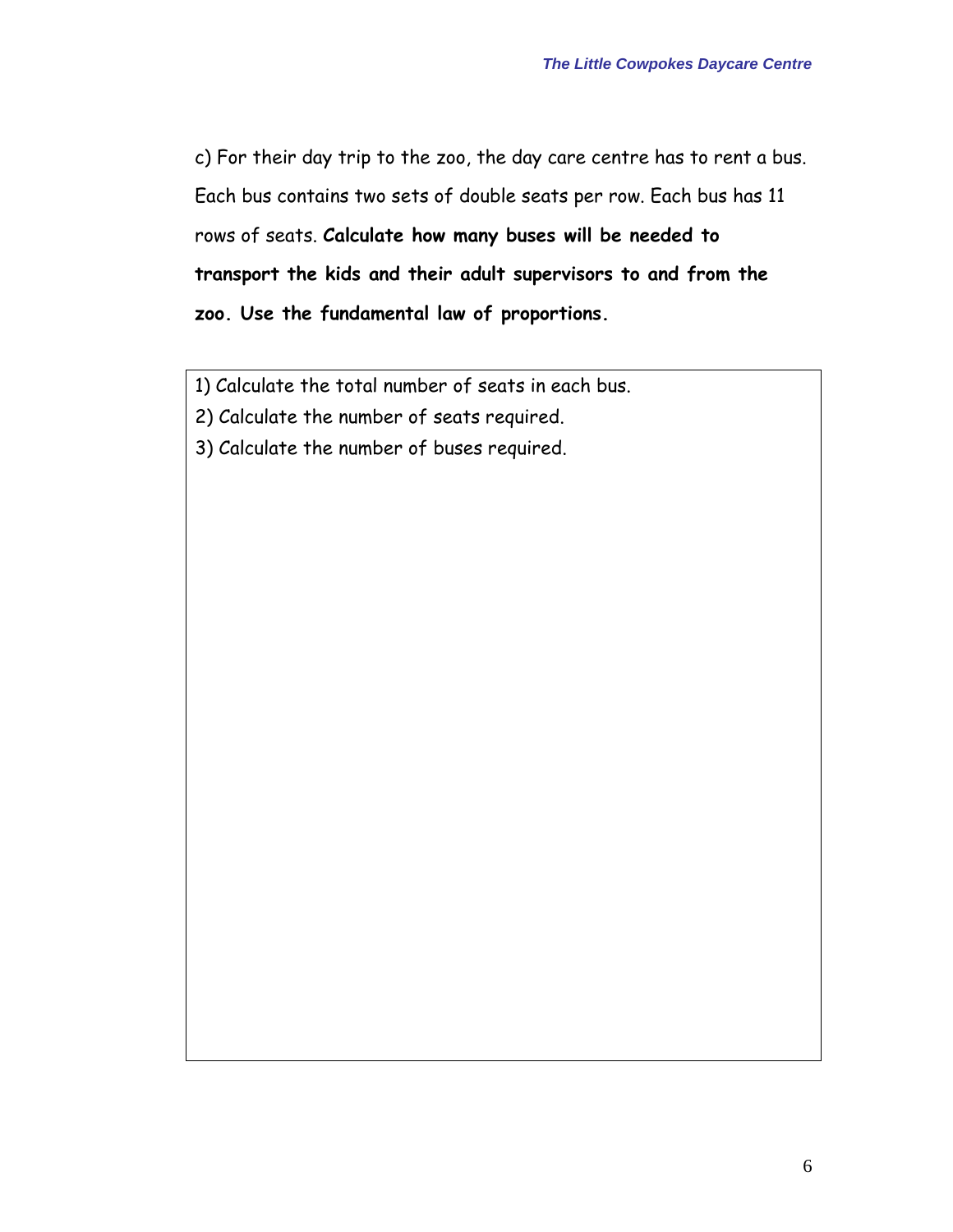c) For their day trip to the zoo, the day care centre has to rent a bus. Each bus contains two sets of double seats per row. Each bus has 11 rows of seats. **Calculate how many buses will be needed to transport the kids and their adult supervisors to and from the zoo. Use the fundamental law of proportions.**

1) Calculate the total number of seats in each bus.
2) Calculate the number of seats required.
3) Calculate the number of buses required.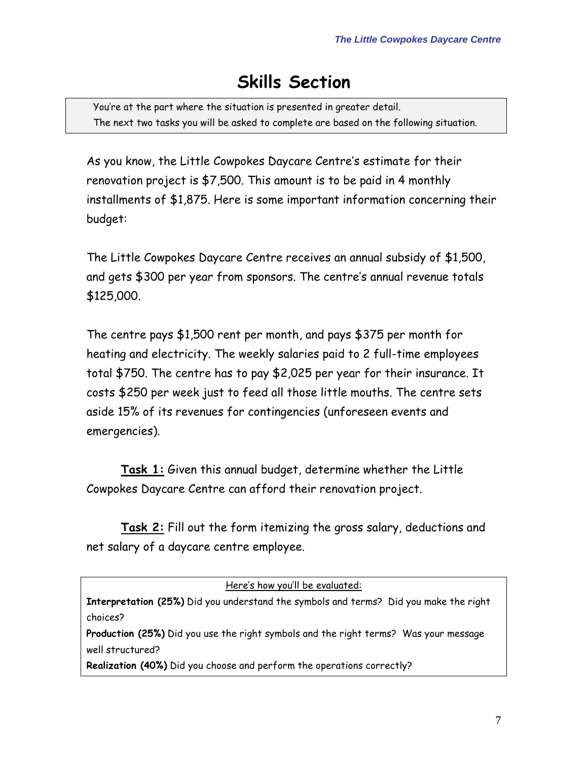# Skills Section

> You're at the part where the situation is presented in greater detail.
> The next two tasks you will be asked to complete are based on the following situation.

As you know, the Little Cowpokes Daycare Centre's estimate for their renovation project is $7,500. This amount is to be paid in 4 monthly installments of $1,875. Here is some important information concerning their budget:

The Little Cowpokes Daycare Centre receives an annual subsidy of $1,500, and gets $300 per year from sponsors. The centre's annual revenue totals $125,000.

The centre pays $1,500 rent per month, and pays $375 per month for heating and electricity. The weekly salaries paid to 2 full-time employees total $750. The centre has to pay $2,025 per year for their insurance. It costs $250 per week just to feed all those little mouths. The centre sets aside 15% of its revenues for contingencies (unforeseen events and emergencies).

**<u>Task 1:</u>** Given this annual budget, determine whether the Little Cowpokes Daycare Centre can afford their renovation project.

**<u>Task 2:</u>** Fill out the form itemizing the gross salary, deductions and net salary of a daycare centre employee.

> <u>Here's how you'll be evaluated:</u>
>
> **Interpretation (25%)** Did you understand the symbols and terms? Did you make the right choices?
>
> **Production (25%)** Did you use the right symbols and the right terms? Was your message well structured?
>
> **Realization (40%)** Did you choose and perform the operations correctly?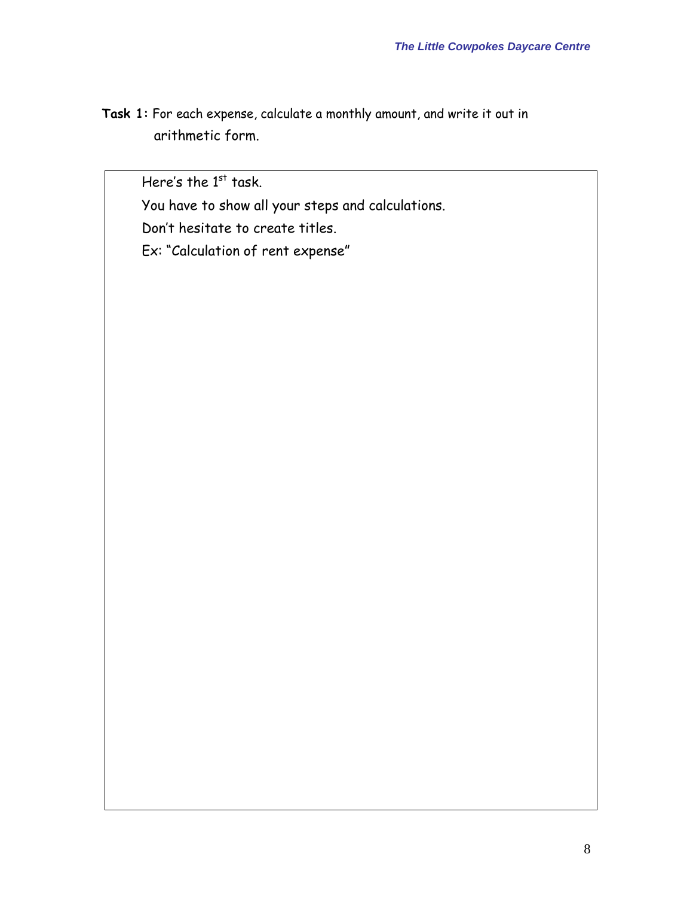**Task 1:** For each expense, calculate a monthly amount, and write it out in arithmetic form.

Here's the 1st task.

You have to show all your steps and calculations.

Don't hesitate to create titles.

Ex: "Calculation of rent expense"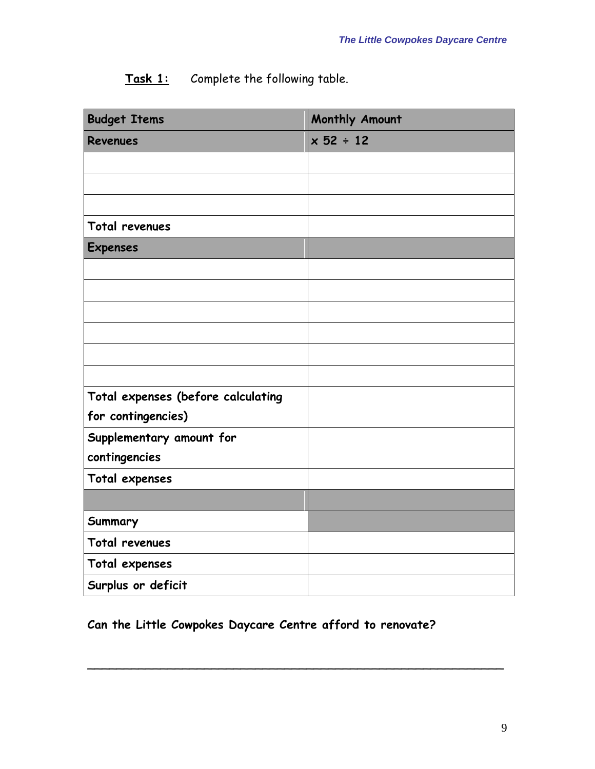**Task 1:** Complete the following table.

| Budget Items | Monthly Amount |
| --- | --- |
| **Revenues** | **x 52 ÷ 12** |
| | |
| | |
| | |
| **Total revenues** | |
| **Expenses** | |
| | |
| | |
| | |
| | |
| | |
| | |
| **Total expenses (before calculating for contingencies)** | |
| **Supplementary amount for contingencies** | |
| **Total expenses** | |
| | |
| **Summary** | |
| **Total revenues** | |
| **Total expenses** | |
| **Surplus or deficit** | |

**Can the Little Cowpokes Daycare Centre afford to renovate?**

___________________________________________________________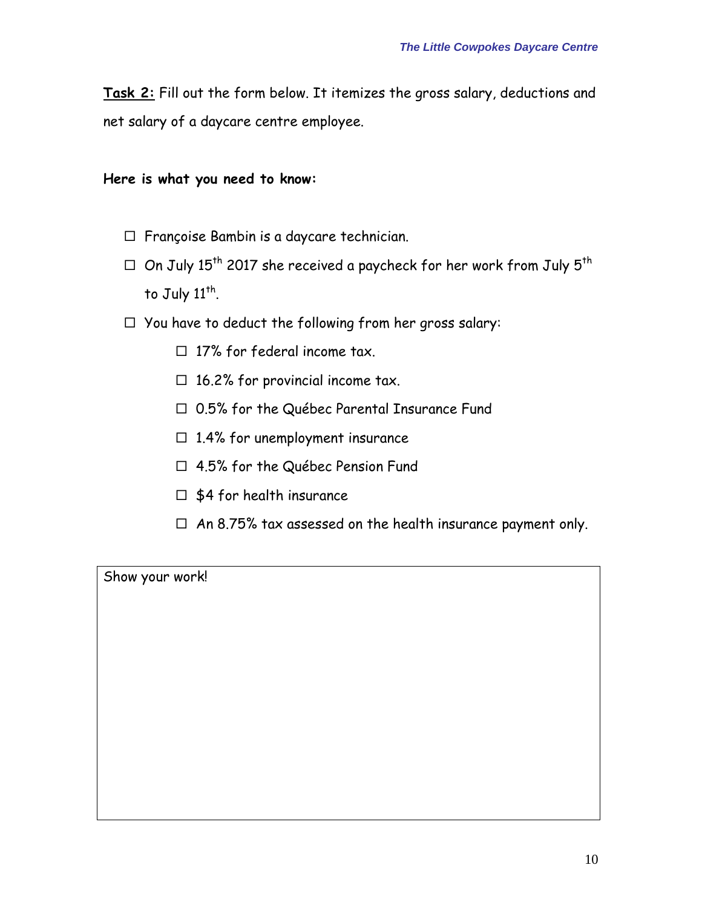**Task 2:** Fill out the form below. It itemizes the gross salary, deductions and net salary of a daycare centre employee.

**Here is what you need to know:**

- ☐ Françoise Bambin is a daycare technician.
- ☐ On July 15th 2017 she received a paycheck for her work from July 5th to July 11th.
- ☐ You have to deduct the following from her gross salary:
  - ☐ 17% for federal income tax.
  - ☐ 16.2% for provincial income tax.
  - ☐ 0.5% for the Québec Parental Insurance Fund
  - ☐ 1.4% for unemployment insurance
  - ☐ 4.5% for the Québec Pension Fund
  - ☐ $4 for health insurance
  - ☐ An 8.75% tax assessed on the health insurance payment only.

| Show your work! |
|---|
| |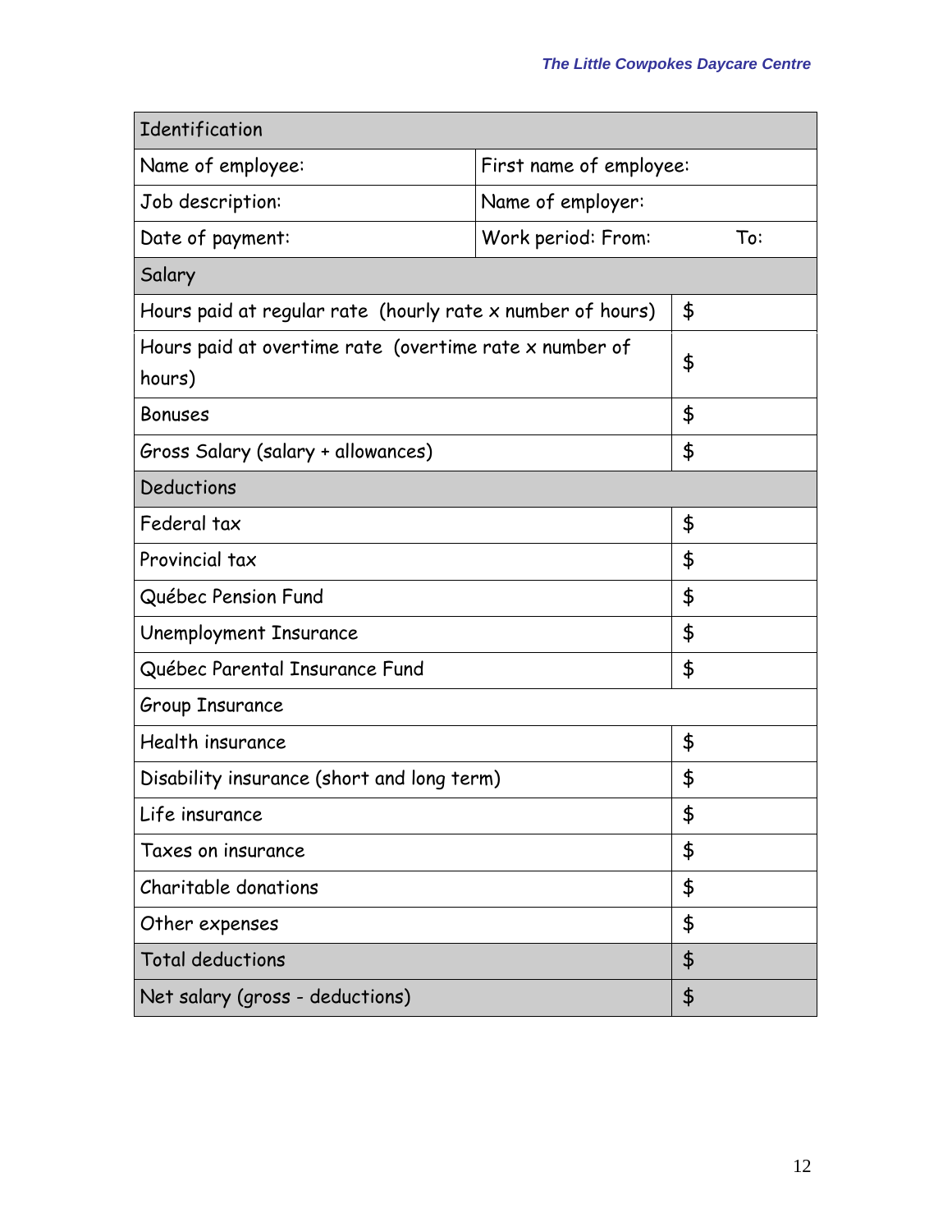| | | |
|---|---|---|
| Identification | | |
| Name of employee: | First name of employee: | |
| Job description: | Name of employer: | |
| Date of payment: | Work period: From: | To: |
| Salary | | |
| Hours paid at regular rate (hourly rate x number of hours) | | $ |
| Hours paid at overtime rate (overtime rate x number of hours) | | $ |
| Bonuses | | $ |
| Gross Salary (salary + allowances) | | $ |
| Deductions | | |
| Federal tax | | $ |
| Provincial tax | | $ |
| Québec Pension Fund | | $ |
| Unemployment Insurance | | $ |
| Québec Parental Insurance Fund | | $ |
| Group Insurance | | |
| Health insurance | | $ |
| Disability insurance (short and long term) | | $ |
| Life insurance | | $ |
| Taxes on insurance | | $ |
| Charitable donations | | $ |
| Other expenses | | $ |
| Total deductions | | $ |
| Net salary (gross - deductions) | | $ |